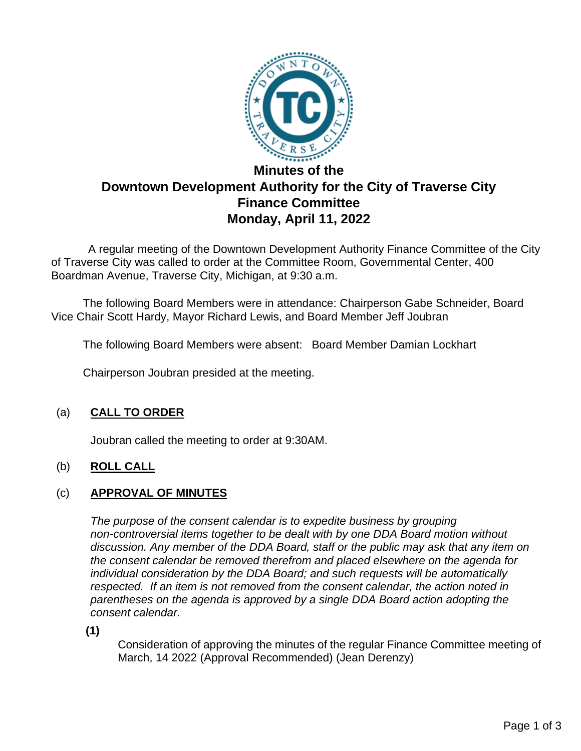# Minutes of the Downtown Development Authority for the City of Traverse City Finance Committee Monday, April 11, 2022

A regular meeting of the Downtown Development Authority Finance Committee of the City of Traverse City was called to order at the Committee Room, Governmental Center, 400 Boardman Avenue, Traverse City, Michigan, at 9:30 a.m.

The following Board Members were in attendance: Chairperson Gabe Schneider, Board Vice Chair Scott Hardy, Mayor Richard Lewis, and Board Member Jeff Joubran

The following Board Members were absent: Board Member Damian Lockhart

Chairperson Joubran presided at the meeting.

## (a) CALL TO ORDER

Joubran called the meeting to order at 9:30AM.

## (b) ROLL CALL

## (c) APPROVAL OF MINUTES

*The purpose of the consent calendar is to expedite business by grouping non-controversial items together to be dealt with by one DDA Board motion without discussion. Any member of the DDA Board, staff or the public may ask that any item on the consent calendar be removed therefrom and placed elsewhere on the agenda for individual consideration by the DDA Board; and such requests will be automatically respected. If an item is not removed from the consent calendar, the action noted in parentheses on the agenda is approved by a single DDA Board action adopting the consent calendar.*

**(1)**

Consideration of approving the minutes of the regular Finance Committee meeting of March, 14 2022 (Approval Recommended) (Jean Derenzy)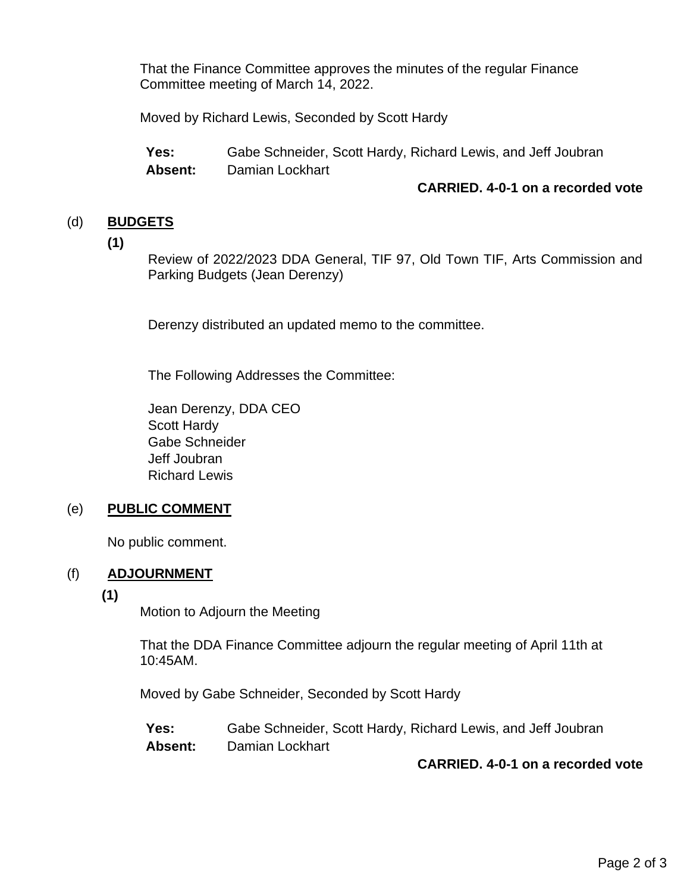That the Finance Committee approves the minutes of the regular Finance Committee meeting of March 14, 2022.

Moved by Richard Lewis, Seconded by Scott Hardy

| | |
|---|---|
| **Yes:** | Gabe Schneider, Scott Hardy, Richard Lewis, and Jeff Joubran |
| **Absent:** | Damian Lockhart |

**CARRIED. 4-0-1 on a recorded vote**

## (d) BUDGETS

**(1)**

Review of 2022/2023 DDA General, TIF 97, Old Town TIF, Arts Commission and Parking Budgets (Jean Derenzy)

Derenzy distributed an updated memo to the committee.

The Following Addresses the Committee:

Jean Derenzy, DDA CEO
Scott Hardy
Gabe Schneider
Jeff Joubran
Richard Lewis

## (e) PUBLIC COMMENT

No public comment.

## (f) ADJOURNMENT

**(1)**

Motion to Adjourn the Meeting

That the DDA Finance Committee adjourn the regular meeting of April 11th at 10:45AM.

Moved by Gabe Schneider, Seconded by Scott Hardy

| | |
|---|---|
| **Yes:** | Gabe Schneider, Scott Hardy, Richard Lewis, and Jeff Joubran |
| **Absent:** | Damian Lockhart |

**CARRIED. 4-0-1 on a recorded vote**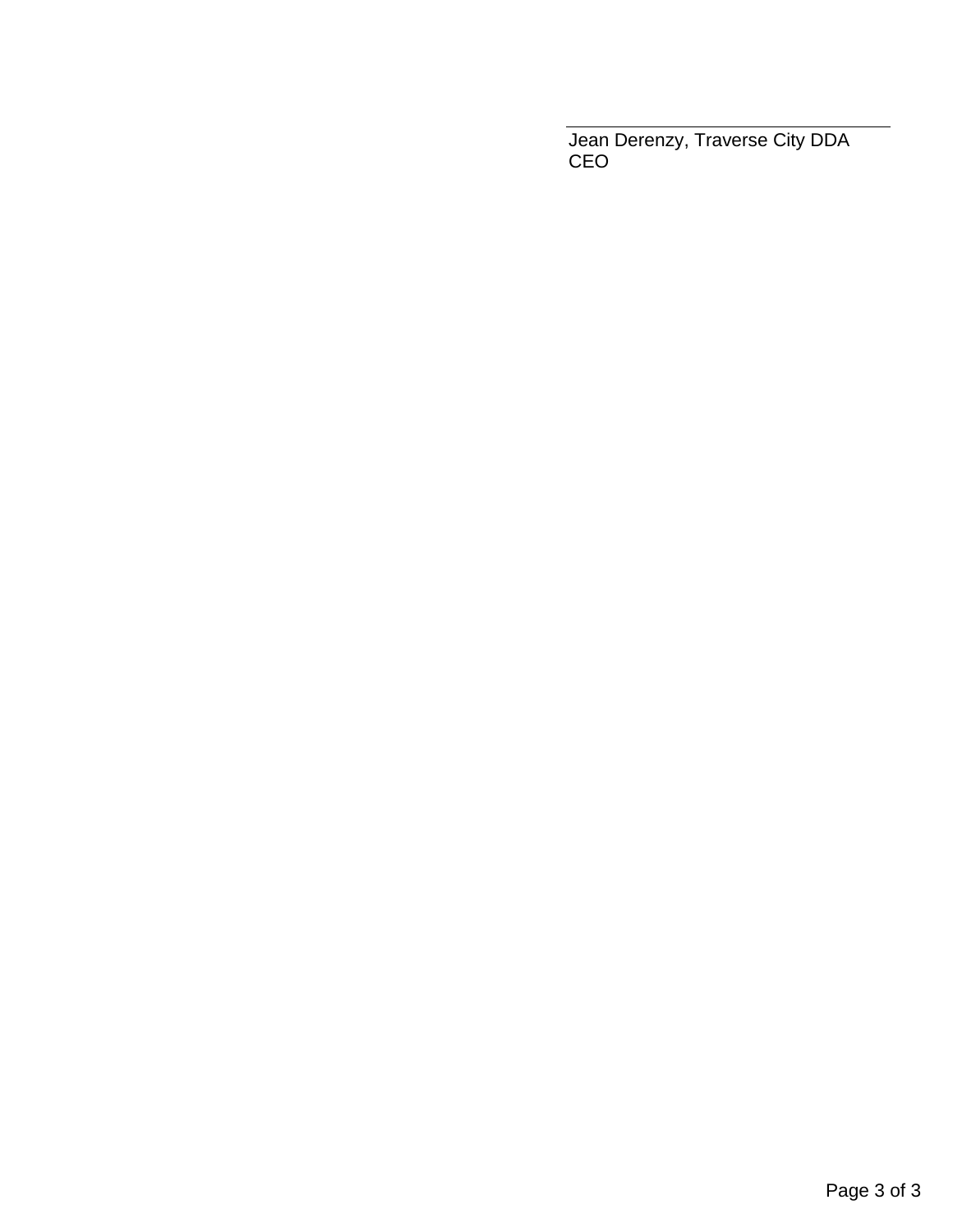\_\_\_\_\_\_\_\_\_\_\_\_\_\_\_\_\_\_\_\_\_\_\_\_\_\_\_\_\_\_\_\_\_\_\_\_

Jean Derenzy, Traverse City DDA
CEO